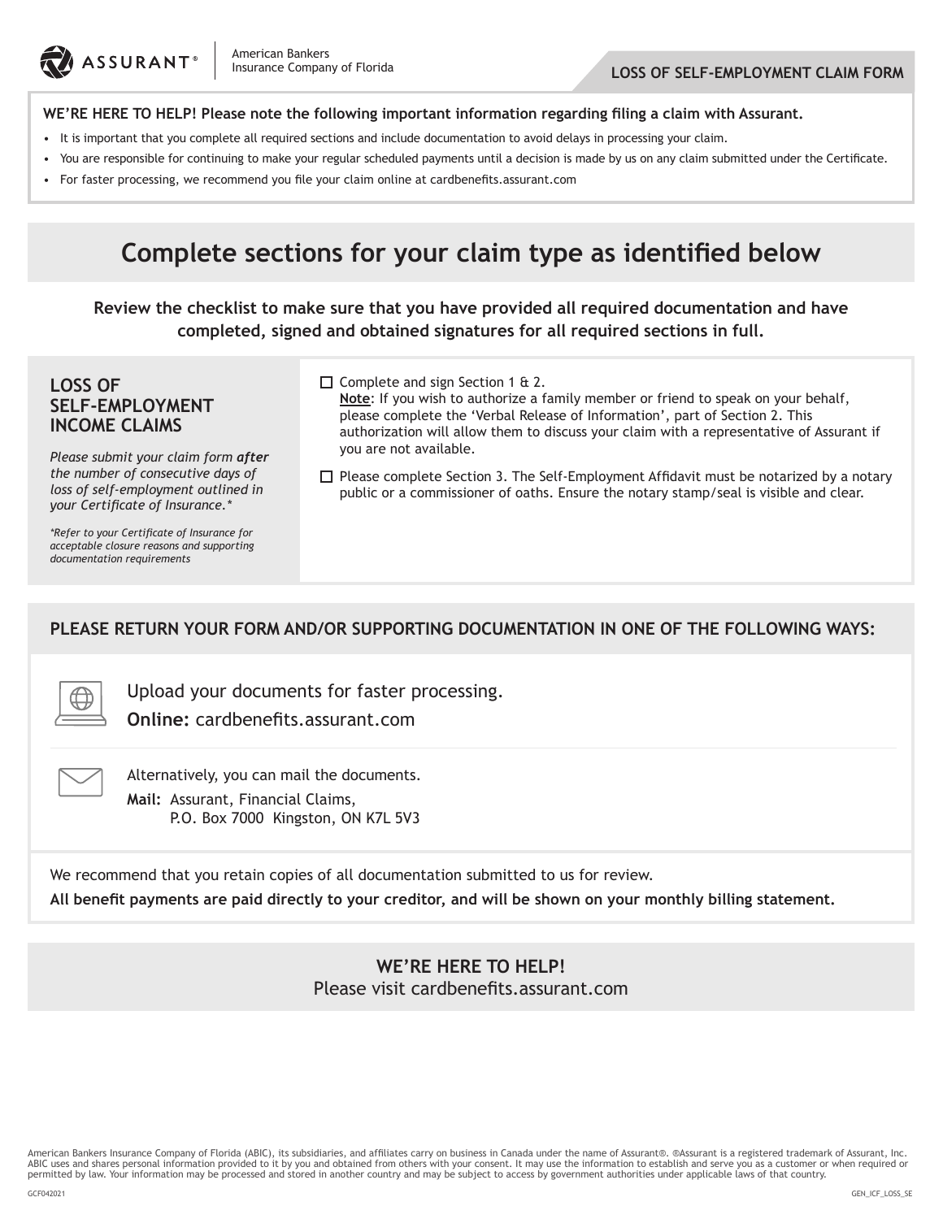ASSURANT® | American Bankers Insurance Company of Florida

**LOSS OF SELF-EMPLOYMENT CLAIM FORM**

**WE'RE HERE TO HELP! Please note the following important information regarding filing a claim with Assurant.**

- It is important that you complete all required sections and include documentation to avoid delays in processing your claim.
- You are responsible for continuing to make your regular scheduled payments until a decision is made by us on any claim submitted under the Certificate.
- For faster processing, we recommend you file your claim online at cardbenefits.assurant.com

# Complete sections for your claim type as identified below

**Review the checklist to make sure that you have provided all required documentation and have completed, signed and obtained signatures for all required sections in full.**

## LOSS OF SELF-EMPLOYMENT INCOME CLAIMS

*Please submit your claim form* ***after*** *the number of consecutive days of loss of self-employment outlined in your Certificate of Insurance.**

*\*Refer to your Certificate of Insurance for acceptable closure reasons and supporting documentation requirements*

- ☐ Complete and sign Section 1 & 2.
  **Note**: If you wish to authorize a family member or friend to speak on your behalf, please complete the 'Verbal Release of Information', part of Section 2. This authorization will allow them to discuss your claim with a representative of Assurant if you are not available.
- ☐ Please complete Section 3. The Self-Employment Affidavit must be notarized by a notary public or a commissioner of oaths. Ensure the notary stamp/seal is visible and clear.

## PLEASE RETURN YOUR FORM AND/OR SUPPORTING DOCUMENTATION IN ONE OF THE FOLLOWING WAYS:

Upload your documents for faster processing.
**Online:** cardbenefits.assurant.com

Alternatively, you can mail the documents.
**Mail:** Assurant, Financial Claims,
P.O. Box 7000 Kingston, ON K7L 5V3

We recommend that you retain copies of all documentation submitted to us for review.

**All benefit payments are paid directly to your creditor, and will be shown on your monthly billing statement.**

**WE'RE HERE TO HELP!**
Please visit cardbenefits.assurant.com

American Bankers Insurance Company of Florida (ABIC), its subsidiaries, and affiliates carry on business in Canada under the name of Assurant®. ®Assurant is a registered trademark of Assurant, Inc. ABIC uses and shares personal information provided to it by you and obtained from others with your consent. It may use the information to establish and serve you as a customer or when required or permitted by law. Your information may be processed and stored in another country and may be subject to access by government authorities under applicable laws of that country.

GCF042021 GEN_ICF_LOSS_SE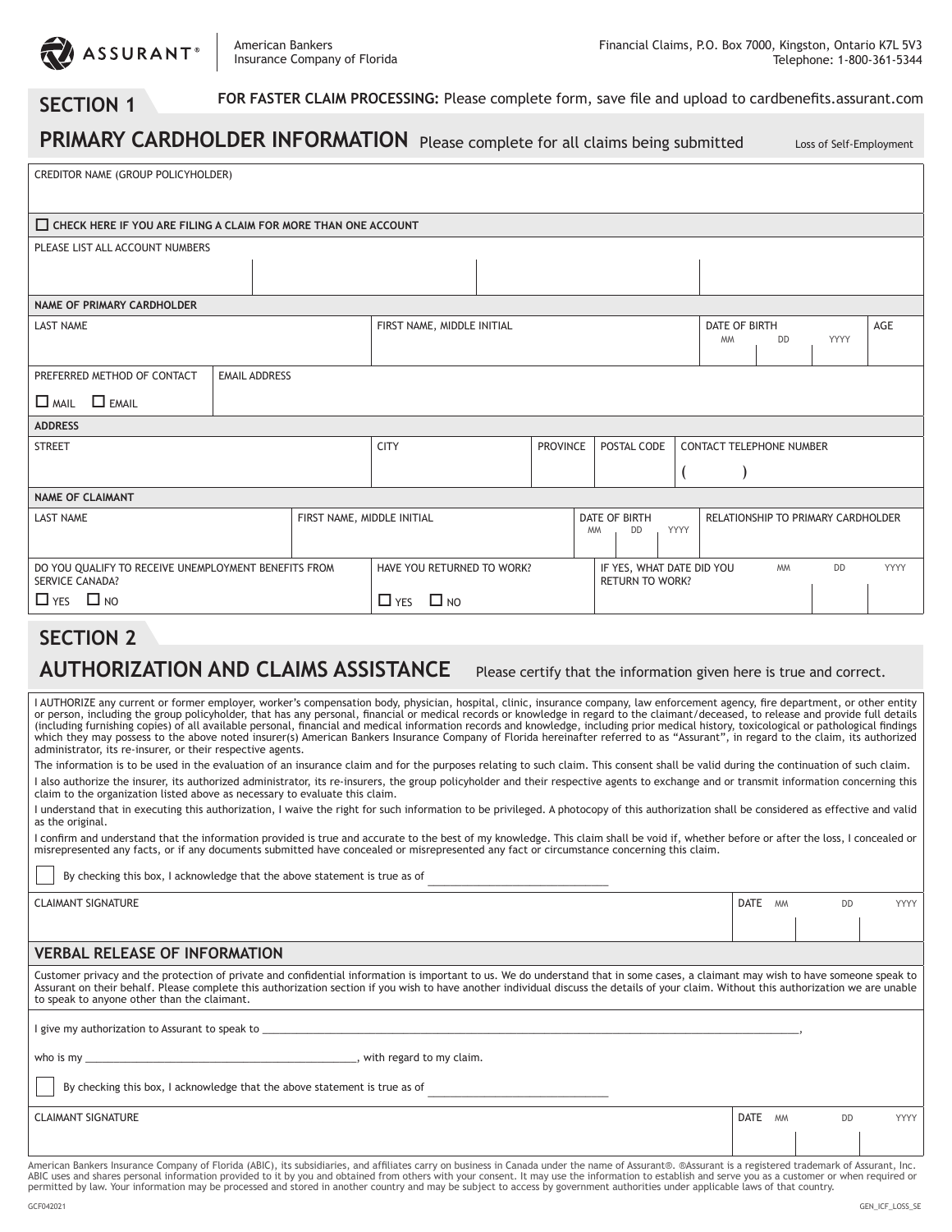ASSURANT®

American Bankers Insurance Company of Florida

Financial Claims, P.O. Box 7000, Kingston, Ontario K7L 5V3
Telephone: 1-800-361-5344

## SECTION 1

**FOR FASTER CLAIM PROCESSING:** Please complete form, save file and upload to cardbenefits.assurant.com

## PRIMARY CARDHOLDER INFORMATION

Please complete for all claims being submitted

Loss of Self-Employment

| CREDITOR NAME (GROUP POLICYHOLDER) | | | |
|---|---|---|---|
| | | | |

☐ CHECK HERE IF YOU ARE FILING A CLAIM FOR MORE THAN ONE ACCOUNT

| PLEASE LIST ALL ACCOUNT NUMBERS | | | |
|---|---|---|---|
| | | | |

**NAME OF PRIMARY CARDHOLDER**

| LAST NAME | FIRST NAME, MIDDLE INITIAL | DATE OF BIRTH (MM / DD / YYYY) | AGE |
|---|---|---|---|
| | | | |

| PREFERRED METHOD OF CONTACT | EMAIL ADDRESS |
|---|---|
| ☐ MAIL ☐ EMAIL | |

**ADDRESS**

| STREET | CITY | PROVINCE | POSTAL CODE | CONTACT TELEPHONE NUMBER |
|---|---|---|---|---|
| | | | | ( ) |

**NAME OF CLAIMANT**

| LAST NAME | FIRST NAME, MIDDLE INITIAL | DATE OF BIRTH (MM / DD / YYYY) | RELATIONSHIP TO PRIMARY CARDHOLDER |
|---|---|---|---|
| | | | |

| DO YOU QUALIFY TO RECEIVE UNEMPLOYMENT BENEFITS FROM SERVICE CANADA? | HAVE YOU RETURNED TO WORK? | IF YES, WHAT DATE DID YOU RETURN TO WORK? (MM / DD / YYYY) |
|---|---|---|
| ☐ YES ☐ NO | ☐ YES ☐ NO | |

## SECTION 2

## AUTHORIZATION AND CLAIMS ASSISTANCE

Please certify that the information given here is true and correct.

I AUTHORIZE any current or former employer, worker's compensation body, physician, hospital, clinic, insurance company, law enforcement agency, fire department, or other entity or person, including the group policyholder, that has any personal, financial or medical records or knowledge in regard to the claimant/deceased, to release and provide full details (including furnishing copies) of all available personal, financial and medical information records and knowledge, including prior medical history, toxicological or pathological findings which they may possess to the above noted insurer(s) American Bankers Insurance Company of Florida hereinafter referred to as "Assurant", in regard to the claim, its authorized administrator, its re-insurer, or their respective agents.

The information is to be used in the evaluation of an insurance claim and for the purposes relating to such claim. This consent shall be valid during the continuation of such claim.

I also authorize the insurer, its authorized administrator, its re-insurers, the group policyholder and their respective agents to exchange and or transmit information concerning this claim to the organization listed above as necessary to evaluate this claim.

I understand that in executing this authorization, I waive the right for such information to be privileged. A photocopy of this authorization shall be considered as effective and valid as the original.

I confirm and understand that the information provided is true and accurate to the best of my knowledge. This claim shall be void if, whether before or after the loss, I concealed or misrepresented any facts, or if any documents submitted have concealed or misrepresented any fact or circumstance concerning this claim.

☐ By checking this box, I acknowledge that the above statement is true as of ______________________________

| CLAIMANT SIGNATURE | DATE (MM / DD / YYYY) |
|---|---|
| | |

### VERBAL RELEASE OF INFORMATION

Customer privacy and the protection of private and confidential information is important to us. We do understand that in some cases, a claimant may wish to have someone speak to Assurant on their behalf. Please complete this authorization section if you wish to have another individual discuss the details of your claim. Without this authorization we are unable to speak to anyone other than the claimant.

I give my authorization to Assurant to speak to ______________________________________________________________________________,

who is my ______________________________________________, with regard to my claim.

☐ By checking this box, I acknowledge that the above statement is true as of ______________________________

| CLAIMANT SIGNATURE | DATE (MM / DD / YYYY) |
|---|---|
| | |

American Bankers Insurance Company of Florida (ABIC), its subsidiaries, and affiliates carry on business in Canada under the name of Assurant®. ®Assurant is a registered trademark of Assurant, Inc. ABIC uses and shares personal information provided to it by you and obtained from others with your consent. It may use the information to establish and serve you as a customer or when required or permitted by law. Your information may be processed and stored in another country and may be subject to access by government authorities under applicable laws of that country.

GCF042021 GEN_ICF_LOSS_SE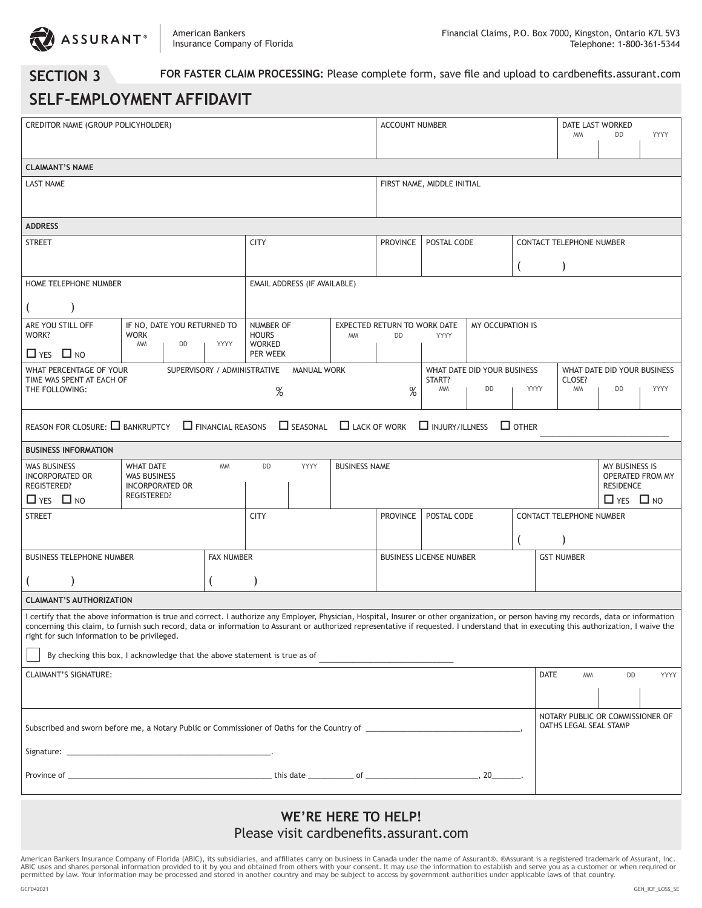ASSURANT®

American Bankers Insurance Company of Florida

Financial Claims, P.O. Box 7000, Kingston, Ontario K7L 5V3
Telephone: 1-800-361-5344

## SECTION 3

**FOR FASTER CLAIM PROCESSING:** Please complete form, save file and upload to cardbenefits.assurant.com

## SELF-EMPLOYMENT AFFIDAVIT

| | | |
|---|---|---|
| CREDITOR NAME (GROUP POLICYHOLDER) | ACCOUNT NUMBER | DATE LAST WORKED MM DD YYYY |

**CLAIMANT'S NAME**

| | |
|---|---|
| LAST NAME | FIRST NAME, MIDDLE INITIAL |

**ADDRESS**

| | | | | |
|---|---|---|---|---|
| STREET | CITY | PROVINCE | POSTAL CODE | CONTACT TELEPHONE NUMBER ( ) |

| | |
|---|---|
| HOME TELEPHONE NUMBER ( ) | EMAIL ADDRESS (IF AVAILABLE) |

| | | | | |
|---|---|---|---|---|
| ARE YOU STILL OFF WORK? ☐ YES ☐ NO | IF NO, DATE YOU RETURNED TO WORK MM DD YYYY | NUMBER OF HOURS WORKED PER WEEK | EXPECTED RETURN TO WORK DATE MM DD YYYY | MY OCCUPATION IS |

| | | | | |
|---|---|---|---|---|
| WHAT PERCENTAGE OF YOUR TIME WAS SPENT AT EACH OF THE FOLLOWING: | SUPERVISORY / ADMINISTRATIVE % | MANUAL WORK % | WHAT DATE DID YOUR BUSINESS START? MM DD YYYY | WHAT DATE DID YOUR BUSINESS CLOSE? MM DD YYYY |

REASON FOR CLOSURE: ☐ BANKRUPTCY ☐ FINANCIAL REASONS ☐ SEASONAL ☐ LACK OF WORK ☐ INJURY/ILLNESS ☐ OTHER ____________________

**BUSINESS INFORMATION**

| | | | |
|---|---|---|---|
| WAS BUSINESS INCORPORATED OR REGISTERED? ☐ YES ☐ NO | WHAT DATE WAS BUSINESS INCORPORATED OR REGISTERED? MM DD YYYY | BUSINESS NAME | MY BUSINESS IS OPERATED FROM MY RESIDENCE ☐ YES ☐ NO |

| | | | | |
|---|---|---|---|---|
| STREET | CITY | PROVINCE | POSTAL CODE | CONTACT TELEPHONE NUMBER ( ) |

| | | | |
|---|---|---|---|
| BUSINESS TELEPHONE NUMBER ( ) | FAX NUMBER ( ) | BUSINESS LICENSE NUMBER | GST NUMBER |

**CLAIMANT'S AUTHORIZATION**

I certify that the above information is true and correct. I authorize any Employer, Physician, Hospital, Insurer or other organization, or person having my records, data or information concerning this claim, to furnish such record, data or information to Assurant or authorized representative if requested. I understand that in executing this authorization, I waive the right for such information to be privileged.

☐ By checking this box, I acknowledge that the above statement is true as of ____________________

| | |
|---|---|
| CLAIMANT'S SIGNATURE: | DATE MM DD YYYY |

Subscribed and sworn before me, a Notary Public or Commissioner of Oaths for the Country of ____________________,

Signature: ____________________.

Province of ____________________ this date __________ of ____________________, 20______.

NOTARY PUBLIC OR COMMISSIONER OF OATHS LEGAL SEAL STAMP

**WE'RE HERE TO HELP!**
Please visit cardbenefits.assurant.com

American Bankers Insurance Company of Florida (ABIC), its subsidiaries, and affiliates carry on business in Canada under the name of Assurant®. ®Assurant is a registered trademark of Assurant, Inc. ABIC uses and shares personal information provided to it by you and obtained from others with your consent. It may use the information to establish and serve you as a customer or when required or permitted by law. Your information may be processed and stored in another country and may be subject to access by government authorities under applicable laws of that country.

GCF042021 GEN_ICF_LOSS_SE